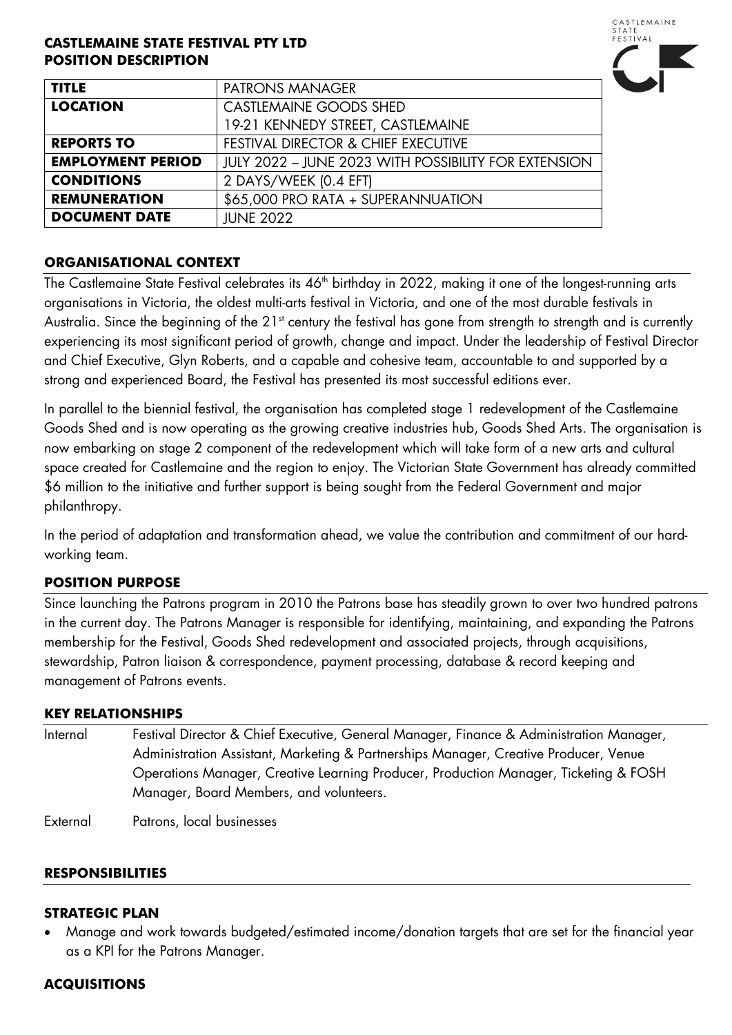**CASTLEMAINE STATE FESTIVAL PTY LTD**
**POSITION DESCRIPTION**

| **TITLE** | PATRONS MANAGER |
|---|---|
| **LOCATION** | CASTLEMAINE GOODS SHED<br>19-21 KENNEDY STREET, CASTLEMAINE |
| **REPORTS TO** | FESTIVAL DIRECTOR & CHIEF EXECUTIVE |
| **EMPLOYMENT PERIOD** | JULY 2022 – JUNE 2023 WITH POSSIBILITY FOR EXTENSION |
| **CONDITIONS** | 2 DAYS/WEEK (0.4 EFT) |
| **REMUNERATION** | $65,000 PRO RATA + SUPERANNUATION |
| **DOCUMENT DATE** | JUNE 2022 |

## ORGANISATIONAL CONTEXT

The Castlemaine State Festival celebrates its 46th birthday in 2022, making it one of the longest-running arts organisations in Victoria, the oldest multi-arts festival in Victoria, and one of the most durable festivals in Australia. Since the beginning of the 21st century the festival has gone from strength to strength and is currently experiencing its most significant period of growth, change and impact. Under the leadership of Festival Director and Chief Executive, Glyn Roberts, and a capable and cohesive team, accountable to and supported by a strong and experienced Board, the Festival has presented its most successful editions ever.

In parallel to the biennial festival, the organisation has completed stage 1 redevelopment of the Castlemaine Goods Shed and is now operating as the growing creative industries hub, Goods Shed Arts. The organisation is now embarking on stage 2 component of the redevelopment which will take form of a new arts and cultural space created for Castlemaine and the region to enjoy. The Victorian State Government has already committed $6 million to the initiative and further support is being sought from the Federal Government and major philanthropy.

In the period of adaptation and transformation ahead, we value the contribution and commitment of our hard-working team.

## POSITION PURPOSE

Since launching the Patrons program in 2010 the Patrons base has steadily grown to over two hundred patrons in the current day. The Patrons Manager is responsible for identifying, maintaining, and expanding the Patrons membership for the Festival, Goods Shed redevelopment and associated projects, through acquisitions, stewardship, Patron liaison & correspondence, payment processing, database & record keeping and management of Patrons events.

## KEY RELATIONSHIPS

| | |
|---|---|
| Internal | Festival Director & Chief Executive, General Manager, Finance & Administration Manager, Administration Assistant, Marketing & Partnerships Manager, Creative Producer, Venue Operations Manager, Creative Learning Producer, Production Manager, Ticketing & FOSH Manager, Board Members, and volunteers. |
| External | Patrons, local businesses |

## RESPONSIBILITIES

### STRATEGIC PLAN

- Manage and work towards budgeted/estimated income/donation targets that are set for the financial year as a KPI for the Patrons Manager.

### ACQUISITIONS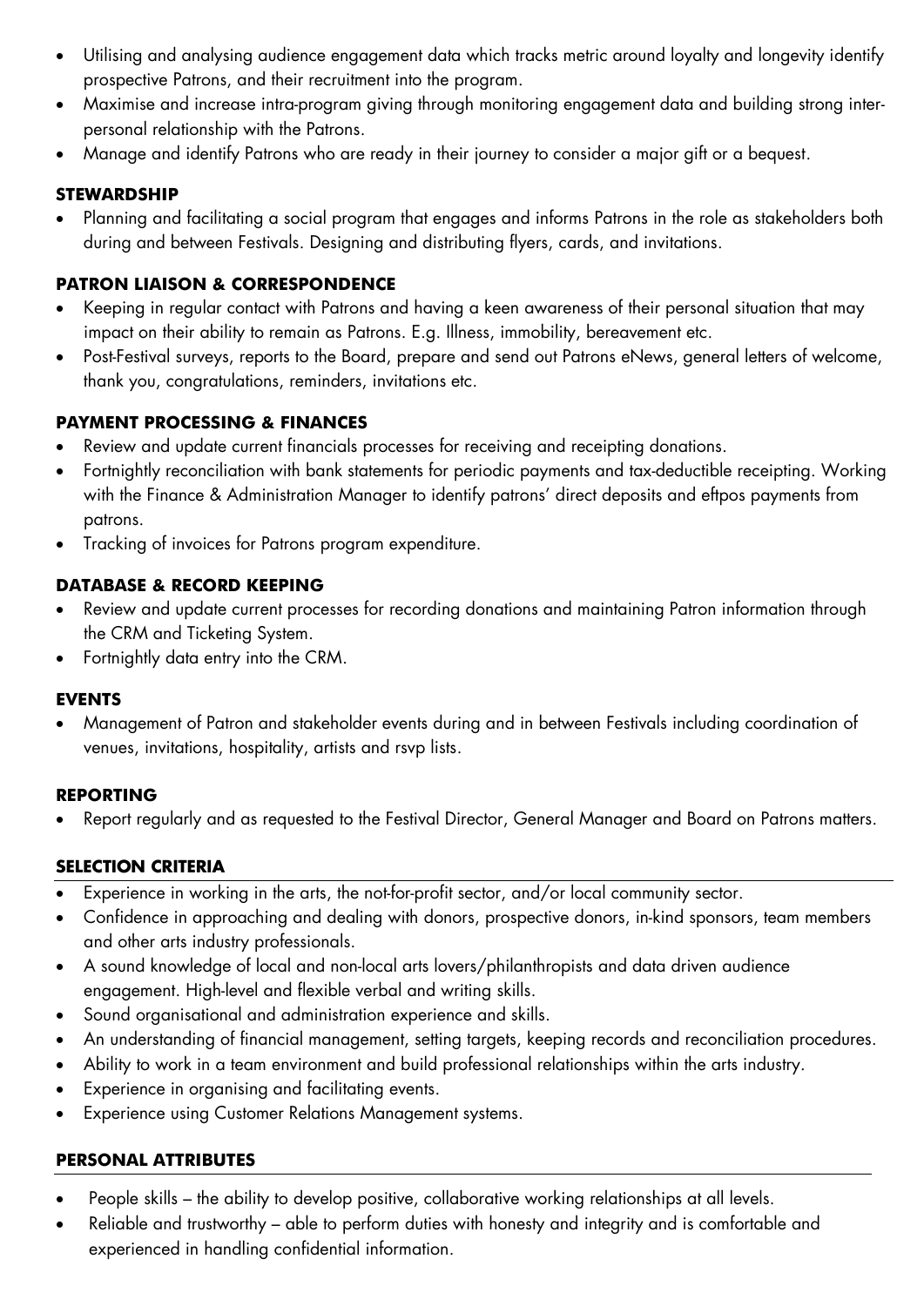- Utilising and analysing audience engagement data which tracks metric around loyalty and longevity identify prospective Patrons, and their recruitment into the program.
- Maximise and increase intra-program giving through monitoring engagement data and building strong inter-personal relationship with the Patrons.
- Manage and identify Patrons who are ready in their journey to consider a major gift or a bequest.

**STEWARDSHIP**

- Planning and facilitating a social program that engages and informs Patrons in the role as stakeholders both during and between Festivals. Designing and distributing flyers, cards, and invitations.

**PATRON LIAISON & CORRESPONDENCE**

- Keeping in regular contact with Patrons and having a keen awareness of their personal situation that may impact on their ability to remain as Patrons. E.g. Illness, immobility, bereavement etc.
- Post-Festival surveys, reports to the Board, prepare and send out Patrons eNews, general letters of welcome, thank you, congratulations, reminders, invitations etc.

**PAYMENT PROCESSING & FINANCES**

- Review and update current financials processes for receiving and receipting donations.
- Fortnightly reconciliation with bank statements for periodic payments and tax-deductible receipting. Working with the Finance & Administration Manager to identify patrons' direct deposits and eftpos payments from patrons.
- Tracking of invoices for Patrons program expenditure.

**DATABASE & RECORD KEEPING**

- Review and update current processes for recording donations and maintaining Patron information through the CRM and Ticketing System.
- Fortnightly data entry into the CRM.

**EVENTS**

- Management of Patron and stakeholder events during and in between Festivals including coordination of venues, invitations, hospitality, artists and rsvp lists.

**REPORTING**

- Report regularly and as requested to the Festival Director, General Manager and Board on Patrons matters.

**SELECTION CRITERIA**

- Experience in working in the arts, the not-for-profit sector, and/or local community sector.
- Confidence in approaching and dealing with donors, prospective donors, in-kind sponsors, team members and other arts industry professionals.
- A sound knowledge of local and non-local arts lovers/philanthropists and data driven audience engagement. High-level and flexible verbal and writing skills.
- Sound organisational and administration experience and skills.
- An understanding of financial management, setting targets, keeping records and reconciliation procedures.
- Ability to work in a team environment and build professional relationships within the arts industry.
- Experience in organising and facilitating events.
- Experience using Customer Relations Management systems.

**PERSONAL ATTRIBUTES**

- People skills – the ability to develop positive, collaborative working relationships at all levels.
- Reliable and trustworthy – able to perform duties with honesty and integrity and is comfortable and experienced in handling confidential information.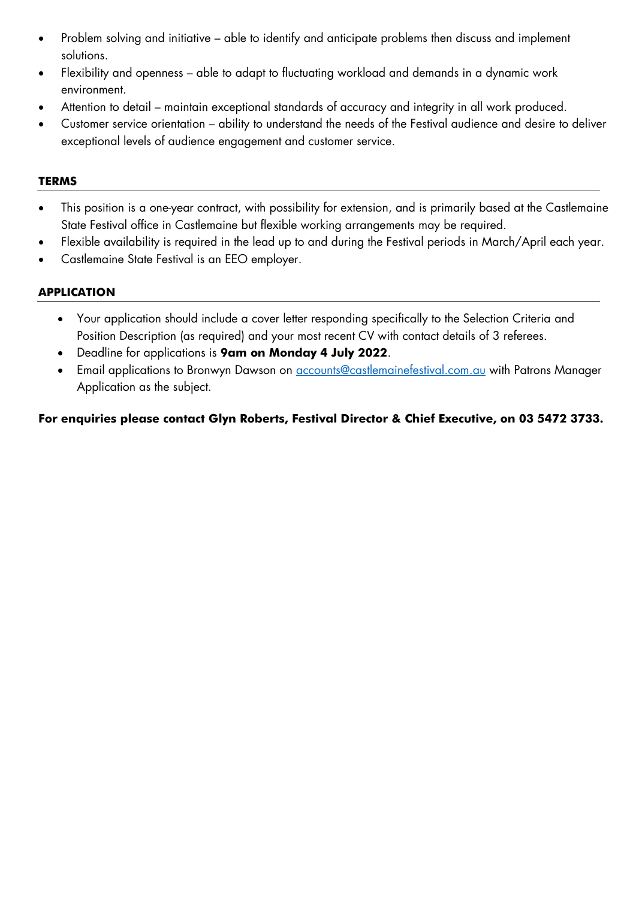- Problem solving and initiative – able to identify and anticipate problems then discuss and implement solutions.
- Flexibility and openness – able to adapt to fluctuating workload and demands in a dynamic work environment.
- Attention to detail – maintain exceptional standards of accuracy and integrity in all work produced.
- Customer service orientation – ability to understand the needs of the Festival audience and desire to deliver exceptional levels of audience engagement and customer service.

## TERMS

- This position is a one-year contract, with possibility for extension, and is primarily based at the Castlemaine State Festival office in Castlemaine but flexible working arrangements may be required.
- Flexible availability is required in the lead up to and during the Festival periods in March/April each year.
- Castlemaine State Festival is an EEO employer.

## APPLICATION

- Your application should include a cover letter responding specifically to the Selection Criteria and Position Description (as required) and your most recent CV with contact details of 3 referees.
- Deadline for applications is **9am on Monday 4 July 2022**.
- Email applications to Bronwyn Dawson on accounts@castlemainefestival.com.au with Patrons Manager Application as the subject.

**For enquiries please contact Glyn Roberts, Festival Director & Chief Executive, on 03 5472 3733.**